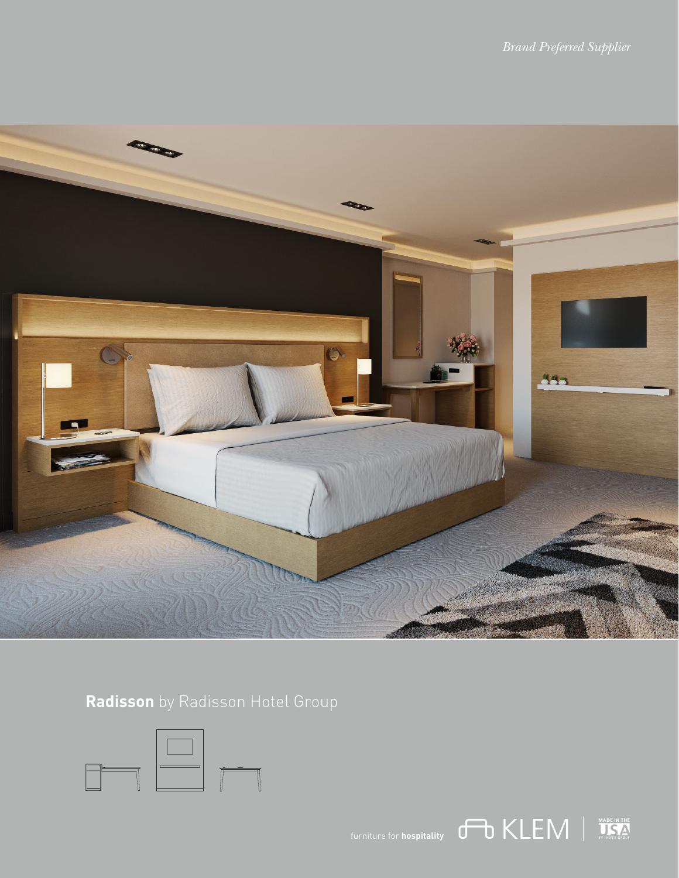*Brand Preferred Supplier*

**Radisson** by Radisson Hotel Group

furniture for **hospitality** KLEM

MADE IN THE USA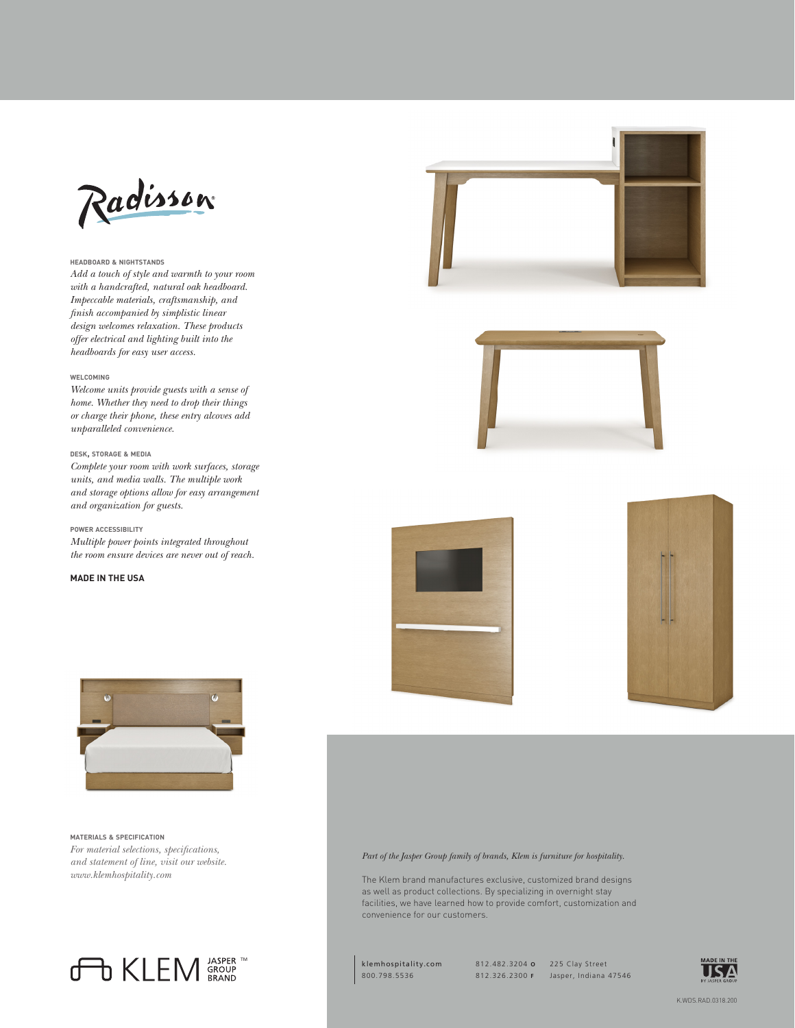Radisson

#### HEADBOARD & NIGHTSTANDS

*Add a touch of style and warmth to your room with a handcrafted, natural oak headboard. Impeccable materials, craftsmanship, and finish accompanied by simplistic linear design welcomes relaxation. These products offer electrical and lighting built into the headboards for easy user access.*

#### WELCOMING

*Welcome units provide guests with a sense of home. Whether they need to drop their things or charge their phone, these entry alcoves add unparalleled convenience.*

#### DESK, STORAGE & MEDIA

*Complete your room with work surfaces, storage units, and media walls. The multiple work and storage options allow for easy arrangement and organization for guests.*

#### POWER ACCESSIBILITY

*Multiple power points integrated throughout the room ensure devices are never out of reach.*

**MADE IN THE USA**

#### MATERIALS & SPECIFICATION

*For material selections, specifications, and statement of line, visit our website. www.klemhospitality.com*

KLEM JASPER GROUP BRAND ™

*Part of the Jasper Group family of brands, Klem is furniture for hospitality.*

The Klem brand manufactures exclusive, customized brand designs as well as product collections. By specializing in overnight stay facilities, we have learned how to provide comfort, customization and convenience for our customers.

klemhospitality.com
800.798.5536

812.482.3204 O
812.326.2300 F

225 Clay Street
Jasper, Indiana 47546

MADE IN THE USA BY JASPER GROUP

K.WDS.RAD.0318.200